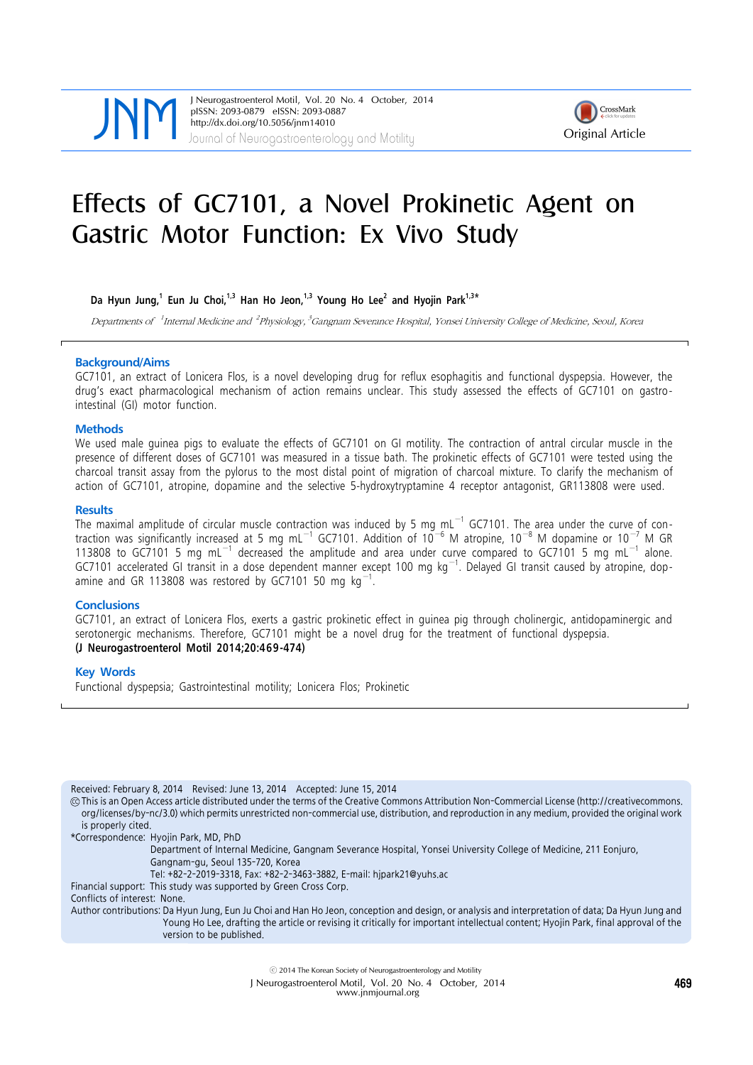Original Article

# Effects of GC7101, a Novel Prokinetic Agent on Gastric Motor Function: Ex Vivo Study

**Da Hyun Jung,[1] Eun Ju Choi,[1,3] Han Ho Jeon,[1,3] Young Ho Lee[2] and Hyojin Park[1,3]***

*Departments of [1]Internal Medicine and [2]Physiology, [3]Gangnam Severance Hospital, Yonsei University College of Medicine, Seoul, Korea*

## Background/Aims

GC7101, an extract of Lonicera Flos, is a novel developing drug for reflux esophagitis and functional dyspepsia. However, the drug's exact pharmacological mechanism of action remains unclear. This study assessed the effects of GC7101 on gastrointestinal (GI) motor function.

## Methods

We used male guinea pigs to evaluate the effects of GC7101 on GI motility. The contraction of antral circular muscle in the presence of different doses of GC7101 was measured in a tissue bath. The prokinetic effects of GC7101 were tested using the charcoal transit assay from the pylorus to the most distal point of migration of charcoal mixture. To clarify the mechanism of action of GC7101, atropine, dopamine and the selective 5-hydroxytryptamine 4 receptor antagonist, GR113808 were used.

## Results

The maximal amplitude of circular muscle contraction was induced by 5 mg $mL^{-1}$ GC7101. The area under the curve of contraction was significantly increased at 5 mg $mL^{-1}$ GC7101. Addition of $10^{-6}$ M atropine, $10^{-8}$ M dopamine or $10^{-7}$ M GR 113808 to GC7101 5 mg $mL^{-1}$ decreased the amplitude and area under curve compared to GC7101 5 mg $mL^{-1}$ alone. GC7101 accelerated GI transit in a dose dependent manner except 100 mg $kg^{-1}$. Delayed GI transit caused by atropine, dopamine and GR 113808 was restored by GC7101 50 mg $kg^{-1}$.

## Conclusions

GC7101, an extract of Lonicera Flos, exerts a gastric prokinetic effect in guinea pig through cholinergic, antidopaminergic and serotonergic mechanisms. Therefore, GC7101 might be a novel drug for the treatment of functional dyspepsia.
**(J Neurogastroenterol Motil 2014;20:469-474)**

## Key Words

Functional dyspepsia; Gastrointestinal motility; Lonicera Flos; Prokinetic

Received: February 8, 2014 Revised: June 13, 2014 Accepted: June 15, 2014

ⓒ This is an Open Access article distributed under the terms of the Creative Commons Attribution Non-Commercial License (http://creativecommons.org/licenses/by-nc/3.0) which permits unrestricted non-commercial use, distribution, and reproduction in any medium, provided the original work is properly cited.

*Correspondence: Hyojin Park, MD, PhD
Department of Internal Medicine, Gangnam Severance Hospital, Yonsei University College of Medicine, 211 Eonjuro, Gangnam-gu, Seoul 135-720, Korea
Tel: +82-2-2019-3318, Fax: +82-2-3463-3882, E-mail: hjpark21@yuhs.ac

Financial support: This study was supported by Green Cross Corp.

Conflicts of interest: None.

Author contributions: Da Hyun Jung, Eun Ju Choi and Han Ho Jeon, conception and design, or analysis and interpretation of data; Da Hyun Jung and Young Ho Lee, drafting the article or revising it critically for important intellectual content; Hyojin Park, final approval of the version to be published.

ⓒ 2014 The Korean Society of Neurogastroenterology and Motility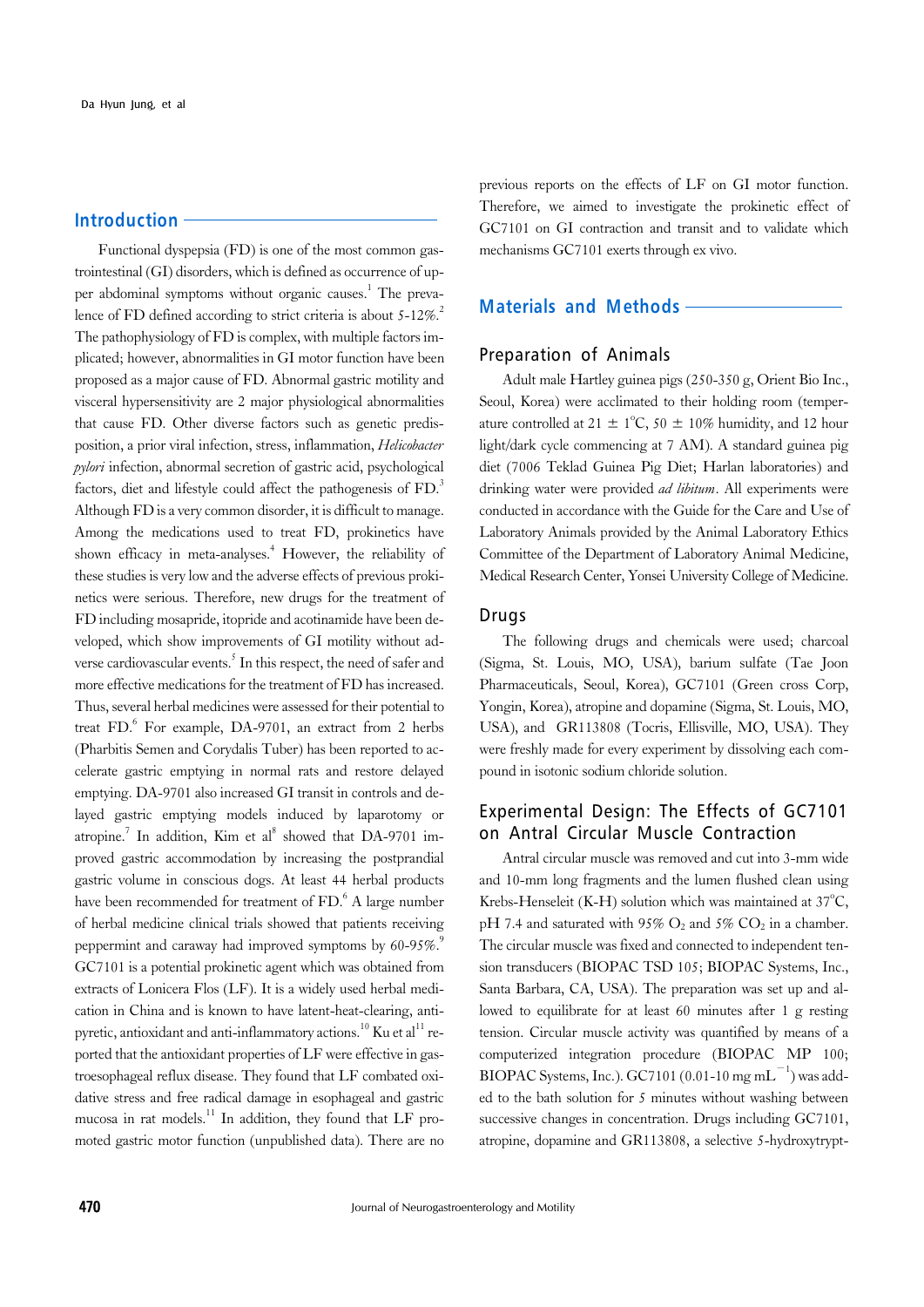## Introduction

Functional dyspepsia (FD) is one of the most common gastrointestinal (GI) disorders, which is defined as occurrence of upper abdominal symptoms without organic causes.[1] The prevalence of FD defined according to strict criteria is about 5-12%.[2] The pathophysiology of FD is complex, with multiple factors implicated; however, abnormalities in GI motor function have been proposed as a major cause of FD. Abnormal gastric motility and visceral hypersensitivity are 2 major physiological abnormalities that cause FD. Other diverse factors such as genetic predisposition, a prior viral infection, stress, inflammation, *Helicobacter pylori* infection, abnormal secretion of gastric acid, psychological factors, diet and lifestyle could affect the pathogenesis of FD.[3] Although FD is a very common disorder, it is difficult to manage. Among the medications used to treat FD, prokinetics have shown efficacy in meta-analyses.[4] However, the reliability of these studies is very low and the adverse effects of previous prokinetics were serious. Therefore, new drugs for the treatment of FD including mosapride, itopride and acotinamide have been developed, which show improvements of GI motility without adverse cardiovascular events.[5] In this respect, the need of safer and more effective medications for the treatment of FD has increased. Thus, several herbal medicines were assessed for their potential to treat FD.[6] For example, DA-9701, an extract from 2 herbs (Pharbitis Semen and Corydalis Tuber) has been reported to accelerate gastric emptying in normal rats and restore delayed emptying. DA-9701 also increased GI transit in controls and delayed gastric emptying models induced by laparotomy or atropine.[7] In addition, Kim et al[8] showed that DA-9701 improved gastric accommodation by increasing the postprandial gastric volume in conscious dogs. At least 44 herbal products have been recommended for treatment of FD.[6] A large number of herbal medicine clinical trials showed that patients receiving peppermint and caraway had improved symptoms by 60-95%.[9] GC7101 is a potential prokinetic agent which was obtained from extracts of Lonicera Flos (LF). It is a widely used herbal medication in China and is known to have latent-heat-clearing, antipyretic, antioxidant and anti-inflammatory actions.[10] Ku et al[11] reported that the antioxidant properties of LF were effective in gastroesophageal reflux disease. They found that LF combated oxidative stress and free radical damage in esophageal and gastric mucosa in rat models.[11] In addition, they found that LF promoted gastric motor function (unpublished data). There are no previous reports on the effects of LF on GI motor function. Therefore, we aimed to investigate the prokinetic effect of GC7101 on GI contraction and transit and to validate which mechanisms GC7101 exerts through ex vivo.

## Materials and Methods

### Preparation of Animals

Adult male Hartley guinea pigs (250-350 g, Orient Bio Inc., Seoul, Korea) were acclimated to their holding room (temperature controlled at 21 ± 1°C, 50 ± 10% humidity, and 12 hour light/dark cycle commencing at 7 AM). A standard guinea pig diet (7006 Teklad Guinea Pig Diet; Harlan laboratories) and drinking water were provided *ad libitum*. All experiments were conducted in accordance with the Guide for the Care and Use of Laboratory Animals provided by the Animal Laboratory Ethics Committee of the Department of Laboratory Animal Medicine, Medical Research Center, Yonsei University College of Medicine.

### Drugs

The following drugs and chemicals were used; charcoal (Sigma, St. Louis, MO, USA), barium sulfate (Tae Joon Pharmaceuticals, Seoul, Korea), GC7101 (Green cross Corp, Yongin, Korea), atropine and dopamine (Sigma, St. Louis, MO, USA), and GR113808 (Tocris, Ellisville, MO, USA). They were freshly made for every experiment by dissolving each compound in isotonic sodium chloride solution.

### Experimental Design: The Effects of GC7101 on Antral Circular Muscle Contraction

Antral circular muscle was removed and cut into 3-mm wide and 10-mm long fragments and the lumen flushed clean using Krebs-Henseleit (K-H) solution which was maintained at 37°C, pH 7.4 and saturated with 95% $O_2$ and 5% $CO_2$ in a chamber. The circular muscle was fixed and connected to independent tension transducers (BIOPAC TSD 105; BIOPAC Systems, Inc., Santa Barbara, CA, USA). The preparation was set up and allowed to equilibrate for at least 60 minutes after 1 g resting tension. Circular muscle activity was quantified by means of a computerized integration procedure (BIOPAC MP 100; BIOPAC Systems, Inc.). GC7101 (0.01-10 mg $mL^{-1}$) was added to the bath solution for 5 minutes without washing between successive changes in concentration. Drugs including GC7101, atropine, dopamine and GR113808, a selective 5-hydroxytrypt-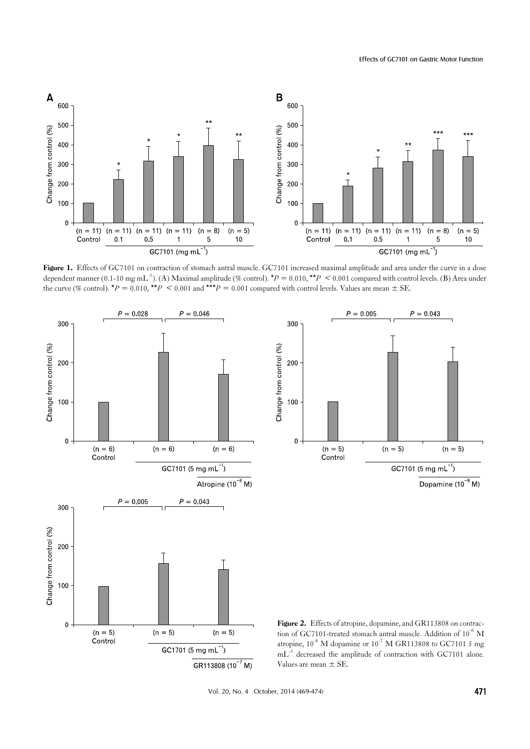A

Change from control (%)

600
500
400
300
200
100
0

(n = 11) Control
(n = 11) 0.1
(n = 11) 0.5
(n = 11) 1
(n = 8) 5
(n = 5) 10

GC7101 (mg mL$^{-1}$)

B

Change from control (%)

600
500
400
300
200
100
0

(n = 11) Control
(n = 11) 0.1
(n = 11) 0.5
(n = 11) 1
(n = 8) 5
(n = 5) 10

GC7101 (mg mL$^{-1}$)

**Figure 1.** Effects of GC7101 on contraction of stomach antral muscle. GC7101 increased maximal amplitude and area under the curve in a dose dependent manner (0.1-10 mg mL$^{-1}$). (A) Maximal amplitude (% control). *$P = 0.010$, **$P < 0.001$ compared with control levels. (B) Area under the curve (% control). *$P = 0.010$, **$P < 0.001$ and ***$P = 0.001$ compared with control levels. Values are mean ± SE.

$P = 0.028$ $P = 0.046$

Change from control (%)

300
200
100
0

(n = 6) Control
(n = 6)
(n = 6)

GC7101 (5 mg mL$^{-1}$)

Atropine ($10^{-6}$ M)

$P = 0.005$ $P = 0.043$

Change from control (%)

300
200
100
0

(n = 5) Control
(n = 5)
(n = 5)

GC7101 (5 mg mL$^{-1}$)

Dopamine ($10^{-8}$ M)

$P = 0.005$ $P = 0.043$

Change from control (%)

300
200
100
0

(n = 5) Control
(n = 5)
(n = 5)

GC1701 (5 mg mL$^{-1}$)

GR113808 ($10^{-7}$ M)

**Figure 2.** Effects of atropine, dopamine, and GR113808 on contraction of GC7101-treated stomach antral muscle. Addition of $10^{-6}$ M atropine, $10^{-8}$ M dopamine or $10^{-7}$ M GR113808 to GC7101 5 mg mL$^{-1}$ decreased the amplitude of contraction with GC7101 alone. Values are mean ± SE.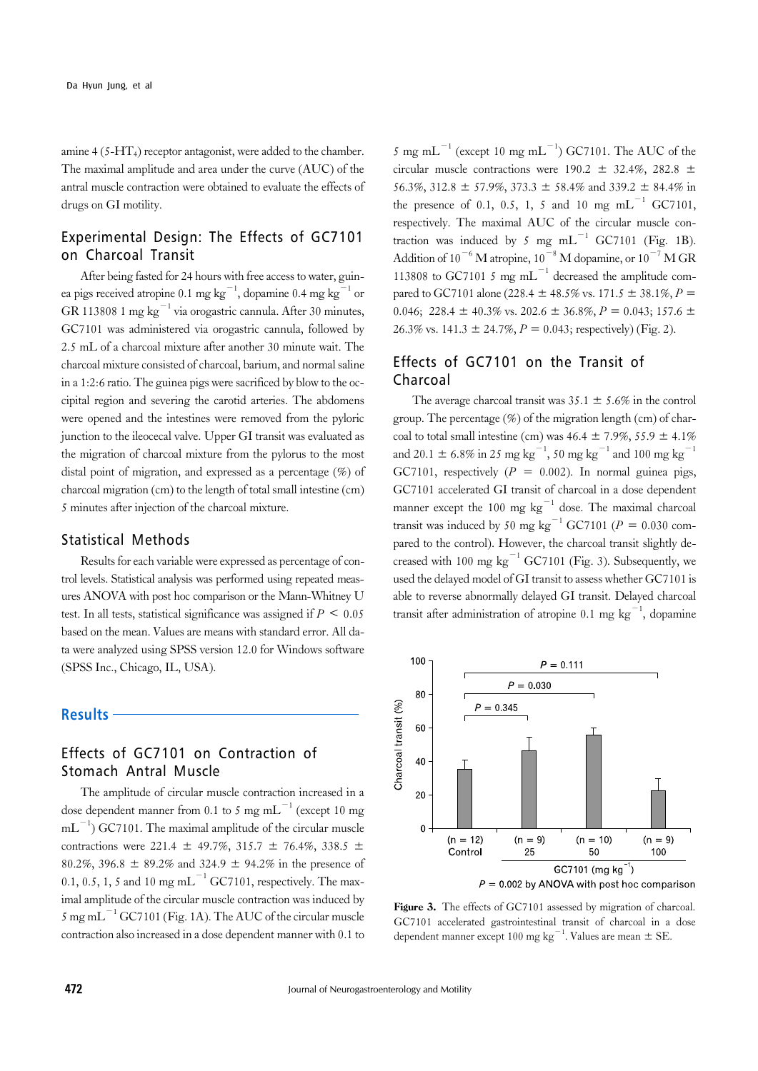amine 4 (5-$HT_4$) receptor antagonist, were added to the chamber. The maximal amplitude and area under the curve (AUC) of the antral muscle contraction were obtained to evaluate the effects of drugs on GI motility.

### Experimental Design: The Effects of GC7101 on Charcoal Transit

After being fasted for 24 hours with free access to water, guinea pigs received atropine 0.1 mg $kg^{-1}$, dopamine 0.4 mg $kg^{-1}$ or GR 113808 1 mg $kg^{-1}$ via orogastric cannula. After 30 minutes, GC7101 was administered via orogastric cannula, followed by 2.5 mL of a charcoal mixture after another 30 minute wait. The charcoal mixture consisted of charcoal, barium, and normal saline in a 1:2:6 ratio. The guinea pigs were sacrificed by blow to the occipital region and severing the carotid arteries. The abdomens were opened and the intestines were removed from the pyloric junction to the ileocecal valve. Upper GI transit was evaluated as the migration of charcoal mixture from the pylorus to the most distal point of migration, and expressed as a percentage (%) of charcoal migration (cm) to the length of total small intestine (cm) 5 minutes after injection of the charcoal mixture.

### Statistical Methods

Results for each variable were expressed as percentage of control levels. Statistical analysis was performed using repeated measures ANOVA with post hoc comparison or the Mann-Whitney U test. In all tests, statistical significance was assigned if $P < 0.05$ based on the mean. Values are means with standard error. All data were analyzed using SPSS version 12.0 for Windows software (SPSS Inc., Chicago, IL, USA).

## Results

### Effects of GC7101 on Contraction of Stomach Antral Muscle

The amplitude of circular muscle contraction increased in a dose dependent manner from 0.1 to 5 mg $mL^{-1}$ (except 10 mg $mL^{-1}$) GC7101. The maximal amplitude of the circular muscle contractions were 221.4 ± 49.7%, 315.7 ± 76.4%, 338.5 ± 80.2%, 396.8 ± 89.2% and 324.9 ± 94.2% in the presence of 0.1, 0.5, 1, 5 and 10 mg $mL^{-1}$ GC7101, respectively. The maximal amplitude of the circular muscle contraction was induced by 5 mg $mL^{-1}$ GC7101 (Fig. 1A). The AUC of the circular muscle contraction also increased in a dose dependent manner with 0.1 to 5 mg $mL^{-1}$ (except 10 mg $mL^{-1}$) GC7101. The AUC of the circular muscle contractions were 190.2 ± 32.4%, 282.8 ± 56.3%, 312.8 ± 57.9%, 373.3 ± 58.4% and 339.2 ± 84.4% in the presence of 0.1, 0.5, 1, 5 and 10 mg $mL^{-1}$ GC7101, respectively. The maximal AUC of the circular muscle contraction was induced by 5 mg $mL^{-1}$ GC7101 (Fig. 1B). Addition of $10^{-6}$ M atropine, $10^{-8}$ M dopamine, or $10^{-7}$ M GR 113808 to GC7101 5 mg $mL^{-1}$ decreased the amplitude compared to GC7101 alone (228.4 ± 48.5% vs. 171.5 ± 38.1%, $P = 0.046$; 228.4 ± 40.3% vs. 202.6 ± 36.8%, $P = 0.043$; 157.6 ± 26.3% vs. 141.3 ± 24.7%, $P = 0.043$; respectively) (Fig. 2).

### Effects of GC7101 on the Transit of Charcoal

The average charcoal transit was 35.1 ± 5.6% in the control group. The percentage (%) of the migration length (cm) of charcoal to total small intestine (cm) was 46.4 ± 7.9%, 55.9 ± 4.1% and 20.1 ± 6.8% in 25 mg $kg^{-1}$, 50 mg $kg^{-1}$ and 100 mg $kg^{-1}$ GC7101, respectively ($P = 0.002$). In normal guinea pigs, GC7101 accelerated GI transit of charcoal in a dose dependent manner except the 100 mg $kg^{-1}$ dose. The maximal charcoal transit was induced by 50 mg $kg^{-1}$ GC7101 ($P = 0.030$ compared to the control). However, the charcoal transit slightly decreased with 100 mg $kg^{-1}$ GC7101 (Fig. 3). Subsequently, we used the delayed model of GI transit to assess whether GC7101 is able to reverse abnormally delayed GI transit. Delayed charcoal transit after administration of atropine 0.1 mg $kg^{-1}$, dopamine

Charcoal transit (%)
P = 0.111
P = 0.030
P = 0.345
(n = 12) Control
(n = 9) 25
(n = 10) 50
(n = 9) 100
GC7101 (mg $kg^{-1}$)
P = 0.002 by ANOVA with post hoc comparison

**Figure 3.** The effects of GC7101 assessed by migration of charcoal. GC7101 accelerated gastrointestinal transit of charcoal in a dose dependent manner except 100 mg $kg^{-1}$. Values are mean ± SE.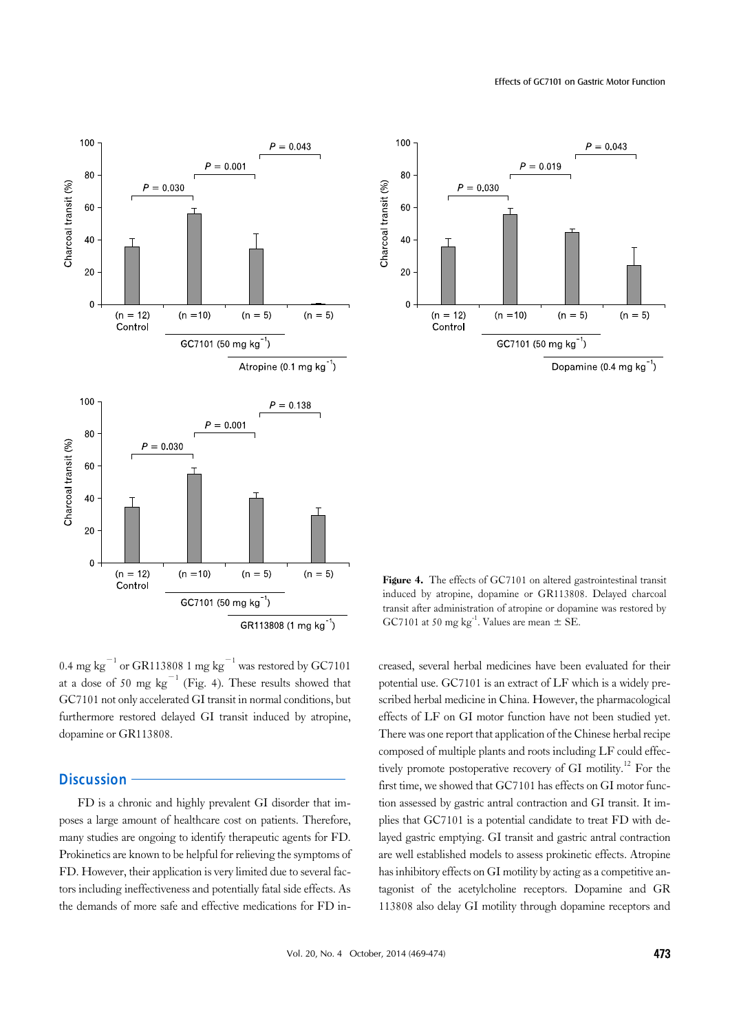100
80
60
40
20
0
Charcoal transit (%)
P = 0.030
P = 0.001
P = 0.043
(n = 12)
Control
(n =10)
(n = 5)
(n = 5)
GC7101 (50 mg kg$^{-1}$)
Atropine (0.1 mg kg$^{-1}$)

100
80
60
40
20
0
Charcoal transit (%)
P = 0.030
P = 0.019
P = 0.043
(n = 12)
Control
(n =10)
(n = 5)
(n = 5)
GC7101 (50 mg kg$^{-1}$)
Dopamine (0.4 mg kg$^{-1}$)

100
80
60
40
20
0
Charcoal transit (%)
P = 0.030
P = 0.001
P = 0.138
(n = 12)
Control
(n =10)
(n = 5)
(n = 5)
GC7101 (50 mg kg$^{-1}$)
GR113808 (1 mg kg$^{-1}$)

**Figure 4.** The effects of GC7101 on altered gastrointestinal transit induced by atropine, dopamine or GR113808. Delayed charcoal transit after administration of atropine or dopamine was restored by GC7101 at 50 mg kg$^{-1}$. Values are mean ± SE.

0.4 mg kg$^{-1}$ or GR113808 1 mg kg$^{-1}$ was restored by GC7101 at a dose of 50 mg kg$^{-1}$ (Fig. 4). These results showed that GC7101 not only accelerated GI transit in normal conditions, but furthermore restored delayed GI transit induced by atropine, dopamine or GR113808.

## Discussion

FD is a chronic and highly prevalent GI disorder that imposes a large amount of healthcare cost on patients. Therefore, many studies are ongoing to identify therapeutic agents for FD. Prokinetics are known to be helpful for relieving the symptoms of FD. However, their application is very limited due to several factors including ineffectiveness and potentially fatal side effects. As the demands of more safe and effective medications for FD increased, several herbal medicines have been evaluated for their potential use. GC7101 is an extract of LF which is a widely prescribed herbal medicine in China. However, the pharmacological effects of LF on GI motor function have not been studied yet. There was one report that application of the Chinese herbal recipe composed of multiple plants and roots including LF could effectively promote postoperative recovery of GI motility.[12] For the first time, we showed that GC7101 has effects on GI motor function assessed by gastric antral contraction and GI transit. It implies that GC7101 is a potential candidate to treat FD with delayed gastric emptying. GI transit and gastric antral contraction are well established models to assess prokinetic effects. Atropine has inhibitory effects on GI motility by acting as a competitive antagonist of the acetylcholine receptors. Dopamine and GR 113808 also delay GI motility through dopamine receptors and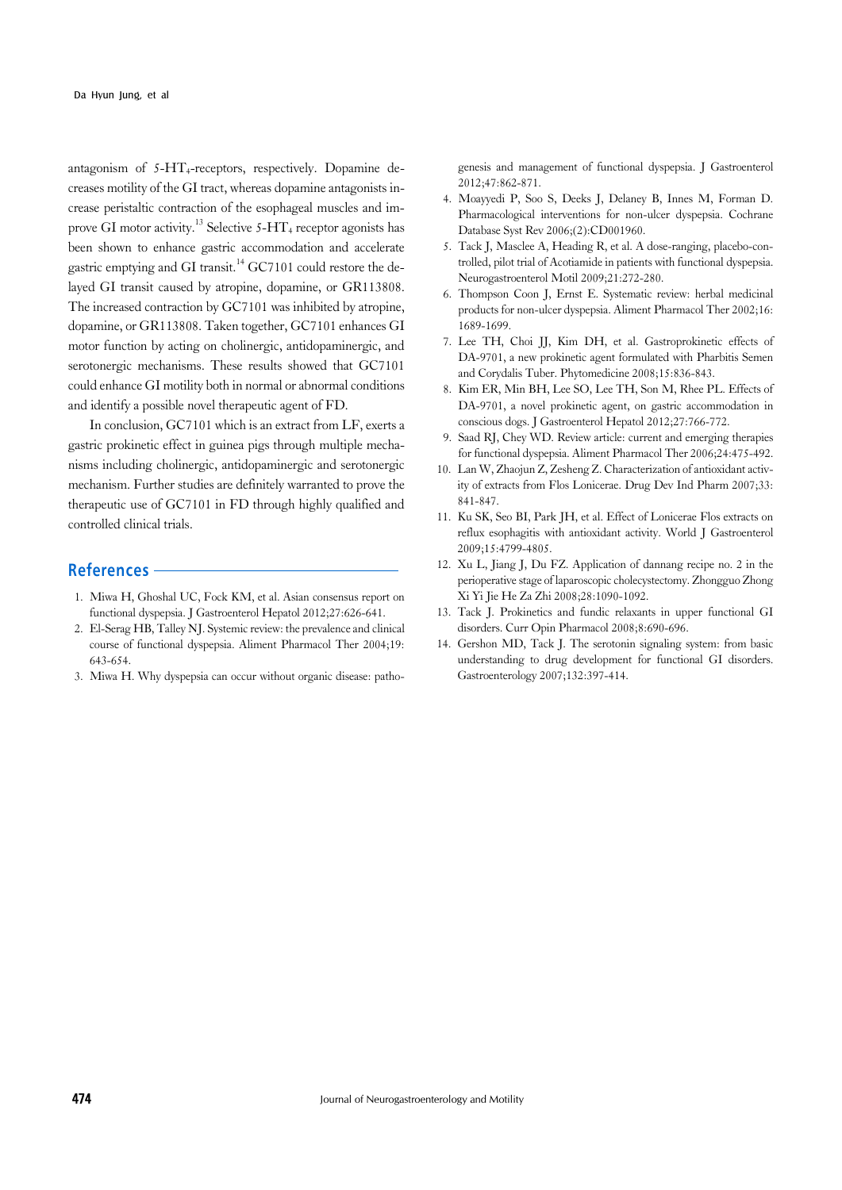antagonism of 5-$HT_4$-receptors, respectively. Dopamine decreases motility of the GI tract, whereas dopamine antagonists increase peristaltic contraction of the esophageal muscles and improve GI motor activity.[13] Selective 5-$HT_4$ receptor agonists has been shown to enhance gastric accommodation and accelerate gastric emptying and GI transit.[14] GC7101 could restore the delayed GI transit caused by atropine, dopamine, or GR113808. The increased contraction by GC7101 was inhibited by atropine, dopamine, or GR113808. Taken together, GC7101 enhances GI motor function by acting on cholinergic, antidopaminergic, and serotonergic mechanisms. These results showed that GC7101 could enhance GI motility both in normal or abnormal conditions and identify a possible novel therapeutic agent of FD.

In conclusion, GC7101 which is an extract from LF, exerts a gastric prokinetic effect in guinea pigs through multiple mechanisms including cholinergic, antidopaminergic and serotonergic mechanism. Further studies are definitely warranted to prove the therapeutic use of GC7101 in FD through highly qualified and controlled clinical trials.

## References

1. Miwa H, Ghoshal UC, Fock KM, et al. Asian consensus report on functional dyspepsia. J Gastroenterol Hepatol 2012;27:626-641.
2. El-Serag HB, Talley NJ. Systemic review: the prevalence and clinical course of functional dyspepsia. Aliment Pharmacol Ther 2004;19: 643-654.
3. Miwa H. Why dyspepsia can occur without organic disease: pathogenesis and management of functional dyspepsia. J Gastroenterol 2012;47:862-871.
4. Moayyedi P, Soo S, Deeks J, Delaney B, Innes M, Forman D. Pharmacological interventions for non-ulcer dyspepsia. Cochrane Database Syst Rev 2006;(2):CD001960.
5. Tack J, Masclee A, Heading R, et al. A dose-ranging, placebo-controlled, pilot trial of Acotiamide in patients with functional dyspepsia. Neurogastroenterol Motil 2009;21:272-280.
6. Thompson Coon J, Ernst E. Systematic review: herbal medicinal products for non-ulcer dyspepsia. Aliment Pharmacol Ther 2002;16: 1689-1699.
7. Lee TH, Choi JJ, Kim DH, et al. Gastroprokinetic effects of DA-9701, a new prokinetic agent formulated with Pharbitis Semen and Corydalis Tuber. Phytomedicine 2008;15:836-843.
8. Kim ER, Min BH, Lee SO, Lee TH, Son M, Rhee PL. Effects of DA-9701, a novel prokinetic agent, on gastric accommodation in conscious dogs. J Gastroenterol Hepatol 2012;27:766-772.
9. Saad RJ, Chey WD. Review article: current and emerging therapies for functional dyspepsia. Aliment Pharmacol Ther 2006;24:475-492.
10. Lan W, Zhaojun Z, Zesheng Z. Characterization of antioxidant activity of extracts from Flos Lonicerae. Drug Dev Ind Pharm 2007;33: 841-847.
11. Ku SK, Seo BI, Park JH, et al. Effect of Lonicerae Flos extracts on reflux esophagitis with antioxidant activity. World J Gastroenterol 2009;15:4799-4805.
12. Xu L, Jiang J, Du FZ. Application of dannang recipe no. 2 in the perioperative stage of laparoscopic cholecystectomy. Zhongguo Zhong Xi Yi Jie He Za Zhi 2008;28:1090-1092.
13. Tack J. Prokinetics and fundic relaxants in upper functional GI disorders. Curr Opin Pharmacol 2008;8:690-696.
14. Gershon MD, Tack J. The serotonin signaling system: from basic understanding to drug development for functional GI disorders. Gastroenterology 2007;132:397-414.